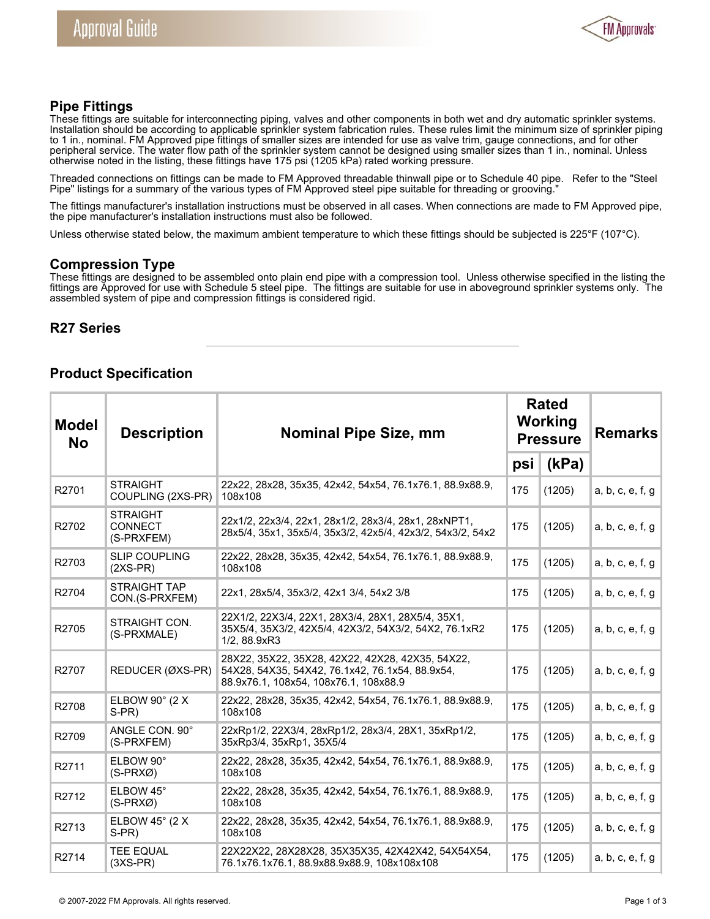## Pipe Fittings

These fittings are suitable for interconnecting piping, valves and other components in both wet and dry automatic sprinkler systems. Installation should be according to applicable sprinkler system fabrication rules. These rules limit the minimum size of sprinkler piping to 1 in., nominal. FM Approved pipe fittings of smaller sizes are intended for use as valve trim, gauge connections, and for other peripheral service. The water flow path of the sprinkler system cannot be designed using smaller sizes than 1 in., nominal. Unless otherwise noted in the listing, these fittings have 175 psi (1205 kPa) rated working pressure.

Threaded connections on fittings can be made to FM Approved threadable thinwall pipe or to Schedule 40 pipe. Refer to the "Steel Pipe" listings for a summary of the various types of FM Approved steel pipe suitable for threading or grooving."

The fittings manufacturer's installation instructions must be observed in all cases. When connections are made to FM Approved pipe, the pipe manufacturer's installation instructions must also be followed.

Unless otherwise stated below, the maximum ambient temperature to which these fittings should be subjected is 225°F (107°C).

## Compression Type

These fittings are designed to be assembled onto plain end pipe with a compression tool. Unless otherwise specified in the listing the fittings are Approved for use with Schedule 5 steel pipe. The fittings are suitable for use in aboveground sprinkler systems only. The assembled system of pipe and compression fittings is considered rigid.

### R27 Series

### Product Specification

| Model No | Description | Nominal Pipe Size, mm | Rated Working Pressure | | Remarks |
|---|---|---|---|---|---|
| | | | psi | (kPa) | |
| R2701 | STRAIGHT COUPLING (2XS-PR) | 22x22, 28x28, 35x35, 42x42, 54x54, 76.1x76.1, 88.9x88.9, 108x108 | 175 | (1205) | a, b, c, e, f, g |
| R2702 | STRAIGHT CONNECT (S-PRXFEM) | 22x1/2, 22x3/4, 22x1, 28x1/2, 28x3/4, 28x1, 28xNPT1, 28x5/4, 35x1, 35x5/4, 35x3/2, 42x5/4, 42x3/2, 54x3/2, 54x2 | 175 | (1205) | a, b, c, e, f, g |
| R2703 | SLIP COUPLING (2XS-PR) | 22x22, 28x28, 35x35, 42x42, 54x54, 76.1x76.1, 88.9x88.9, 108x108 | 175 | (1205) | a, b, c, e, f, g |
| R2704 | STRAIGHT TAP CON.(S-PRXFEM) | 22x1, 28x5/4, 35x3/2, 42x1 3/4, 54x2 3/8 | 175 | (1205) | a, b, c, e, f, g |
| R2705 | STRAIGHT CON. (S-PRXMALE) | 22X1/2, 22X3/4, 22X1, 28X3/4, 28X1, 28X5/4, 35X1, 35X5/4, 35X3/2, 42X5/4, 42X3/2, 54X3/2, 54X2, 76.1xR2 1/2, 88.9xR3 | 175 | (1205) | a, b, c, e, f, g |
| R2707 | REDUCER (ØXS-PR) | 28X22, 35X22, 35X28, 42X22, 42X28, 42X35, 54X22, 54X28, 54X35, 54X42, 76.1x42, 76.1x54, 88.9x54, 88.9x76.1, 108x54, 108x76.1, 108x88.9 | 175 | (1205) | a, b, c, e, f, g |
| R2708 | ELBOW 90° (2 X S-PR) | 22x22, 28x28, 35x35, 42x42, 54x54, 76.1x76.1, 88.9x88.9, 108x108 | 175 | (1205) | a, b, c, e, f, g |
| R2709 | ANGLE CON. 90° (S-PRXFEM) | 22xRp1/2, 22X3/4, 28xRp1/2, 28x3/4, 28X1, 35xRp1/2, 35xRp3/4, 35xRp1, 35X5/4 | 175 | (1205) | a, b, c, e, f, g |
| R2711 | ELBOW 90° (S-PRXØ) | 22x22, 28x28, 35x35, 42x42, 54x54, 76.1x76.1, 88.9x88.9, 108x108 | 175 | (1205) | a, b, c, e, f, g |
| R2712 | ELBOW 45° (S-PRXØ) | 22x22, 28x28, 35x35, 42x42, 54x54, 76.1x76.1, 88.9x88.9, 108x108 | 175 | (1205) | a, b, c, e, f, g |
| R2713 | ELBOW 45° (2 X S-PR) | 22x22, 28x28, 35x35, 42x42, 54x54, 76.1x76.1, 88.9x88.9, 108x108 | 175 | (1205) | a, b, c, e, f, g |
| R2714 | TEE EQUAL (3XS-PR) | 22X22X22, 28X28X28, 35X35X35, 42X42X42, 54X54X54, 76.1x76.1x76.1, 88.9x88.9x88.9, 108x108x108 | 175 | (1205) | a, b, c, e, f, g |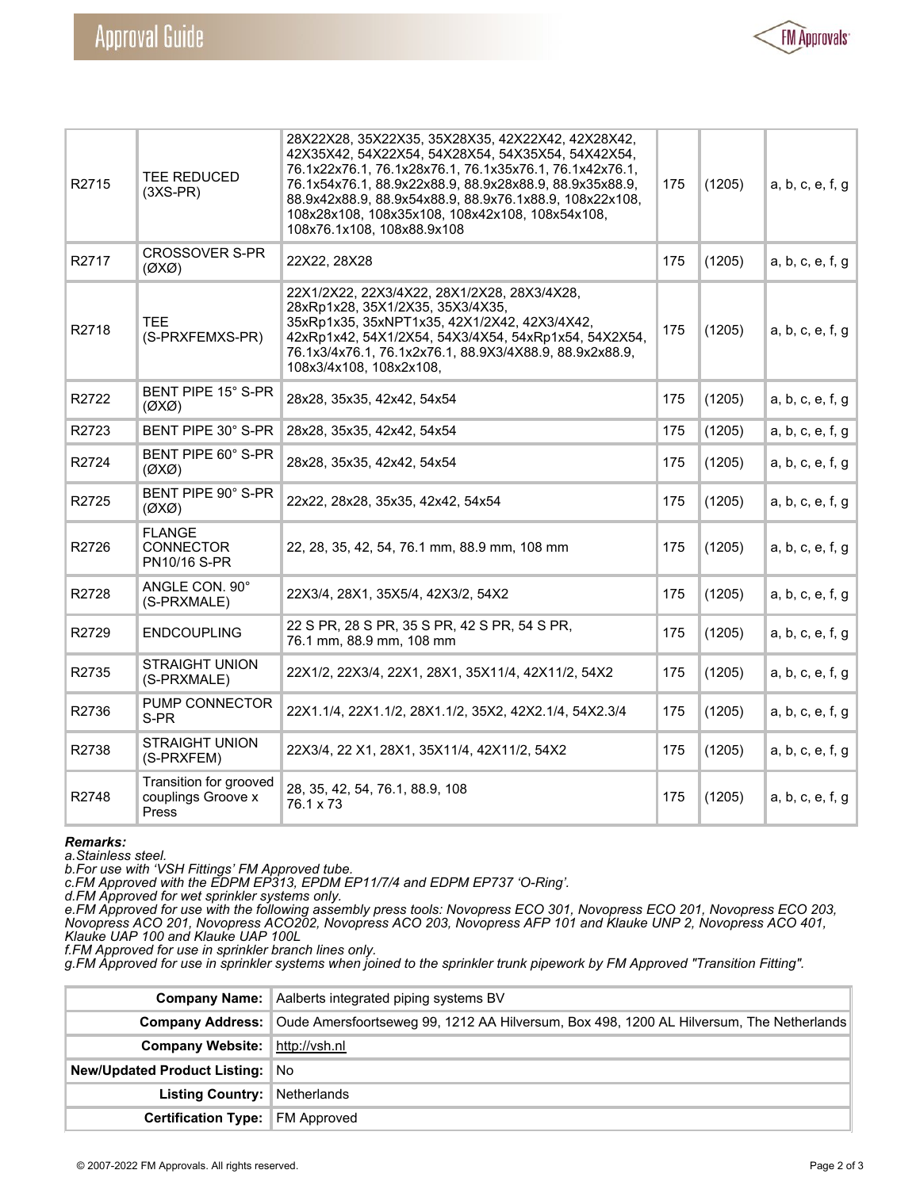| | | | | | |
|---|---|---|---|---|---|
| R2715 | TEE REDUCED (3XS-PR) | 28X22X28, 35X22X35, 35X28X35, 42X22X42, 42X28X42, 42X35X42, 54X22X54, 54X28X54, 54X35X54, 54X42X54, 76.1x22x76.1, 76.1x28x76.1, 76.1x35x76.1, 76.1x42x76.1, 76.1x54x76.1, 88.9x22x88.9, 88.9x28x88.9, 88.9x35x88.9, 88.9x42x88.9, 88.9x54x88.9, 88.9x76.1x88.9, 108x22x108, 108x28x108, 108x35x108, 108x42x108, 108x54x108, 108x76.1x108, 108x88.9x108 | 175 | (1205) | a, b, c, e, f, g |
| R2717 | CROSSOVER S-PR (ØXØ) | 22X22, 28X28 | 175 | (1205) | a, b, c, e, f, g |
| R2718 | TEE (S-PRXFEMXS-PR) | 22X1/2X22, 22X3/4X22, 28X1/2X28, 28X3/4X28, 28xRp1x28, 35X1/2X35, 35X3/4X35, 35xRp1x35, 35xNPT1x35, 42X1/2X42, 42X3/4X42, 42xRp1x42, 54X1/2X54, 54X3/4X54, 54xRp1x54, 54X2X54, 76.1x3/4x76.1, 76.1x2x76.1, 88.9X3/4X88.9, 88.9x2x88.9, 108x3/4x108, 108x2x108, | 175 | (1205) | a, b, c, e, f, g |
| R2722 | BENT PIPE 15° S-PR (ØXØ) | 28x28, 35x35, 42x42, 54x54 | 175 | (1205) | a, b, c, e, f, g |
| R2723 | BENT PIPE 30° S-PR | 28x28, 35x35, 42x42, 54x54 | 175 | (1205) | a, b, c, e, f, g |
| R2724 | BENT PIPE 60° S-PR (ØXØ) | 28x28, 35x35, 42x42, 54x54 | 175 | (1205) | a, b, c, e, f, g |
| R2725 | BENT PIPE 90° S-PR (ØXØ) | 22x22, 28x28, 35x35, 42x42, 54x54 | 175 | (1205) | a, b, c, e, f, g |
| R2726 | FLANGE CONNECTOR PN10/16 S-PR | 22, 28, 35, 42, 54, 76.1 mm, 88.9 mm, 108 mm | 175 | (1205) | a, b, c, e, f, g |
| R2728 | ANGLE CON. 90° (S-PRXMALE) | 22X3/4, 28X1, 35X5/4, 42X3/2, 54X2 | 175 | (1205) | a, b, c, e, f, g |
| R2729 | ENDCOUPLING | 22 S PR, 28 S PR, 35 S PR, 42 S PR, 54 S PR, 76.1 mm, 88.9 mm, 108 mm | 175 | (1205) | a, b, c, e, f, g |
| R2735 | STRAIGHT UNION (S-PRXMALE) | 22X1/2, 22X3/4, 22X1, 28X1, 35X11/4, 42X11/2, 54X2 | 175 | (1205) | a, b, c, e, f, g |
| R2736 | PUMP CONNECTOR S-PR | 22X1.1/4, 22X1.1/2, 28X1.1/2, 35X2, 42X2.1/4, 54X2.3/4 | 175 | (1205) | a, b, c, e, f, g |
| R2738 | STRAIGHT UNION (S-PRXFEM) | 22X3/4, 22 X1, 28X1, 35X11/4, 42X11/2, 54X2 | 175 | (1205) | a, b, c, e, f, g |
| R2748 | Transition for grooved couplings Groove x Press | 28, 35, 42, 54, 76.1, 88.9, 108 76.1 x 73 | 175 | (1205) | a, b, c, e, f, g |

***Remarks:***

*a.Stainless steel.*
*b.For use with 'VSH Fittings' FM Approved tube.*
*c.FM Approved with the EDPM EP313, EPDM EP11/7/4 and EDPM EP737 'O-Ring'.*
*d.FM Approved for wet sprinkler systems only.*
*e.FM Approved for use with the following assembly press tools: Novopress ECO 301, Novopress ECO 201, Novopress ECO 203, Novopress ACO 201, Novopress ACO202, Novopress ACO 203, Novopress AFP 101 and Klauke UNP 2, Novopress ACO 401, Klauke UAP 100 and Klauke UAP 100L*
*f.FM Approved for use in sprinkler branch lines only.*
*g.FM Approved for use in sprinkler systems when joined to the sprinkler trunk pipework by FM Approved "Transition Fitting".*

| | |
|---|---|
| **Company Name:** | Aalberts integrated piping systems BV |
| **Company Address:** | Oude Amersfoortseweg 99, 1212 AA Hilversum, Box 498, 1200 AL Hilversum, The Netherlands |
| **Company Website:** | http://vsh.nl |
| **New/Updated Product Listing:** | No |
| **Listing Country:** | Netherlands |
| **Certification Type:** | FM Approved |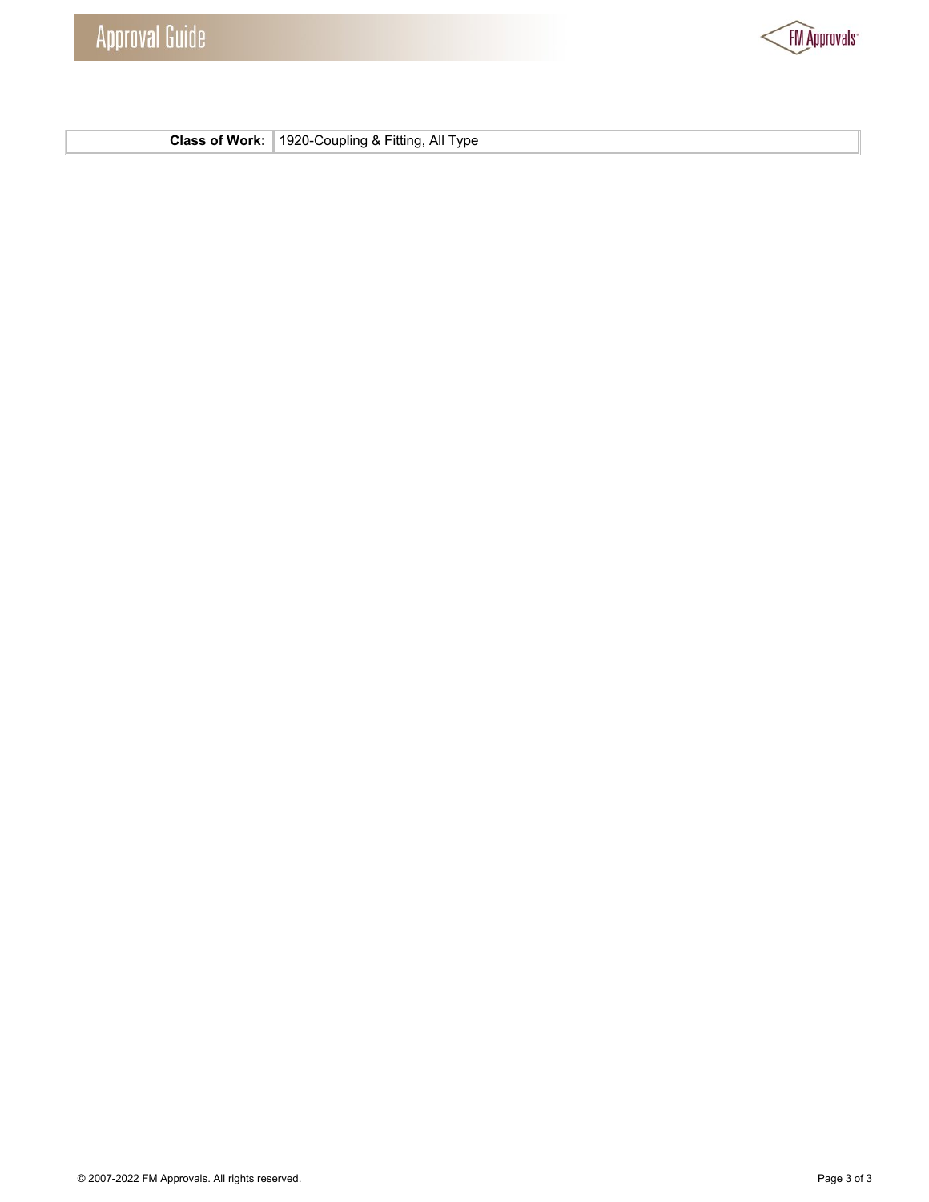| | |
|---|---|
| **Class of Work:** | 1920-Coupling & Fitting, All Type |